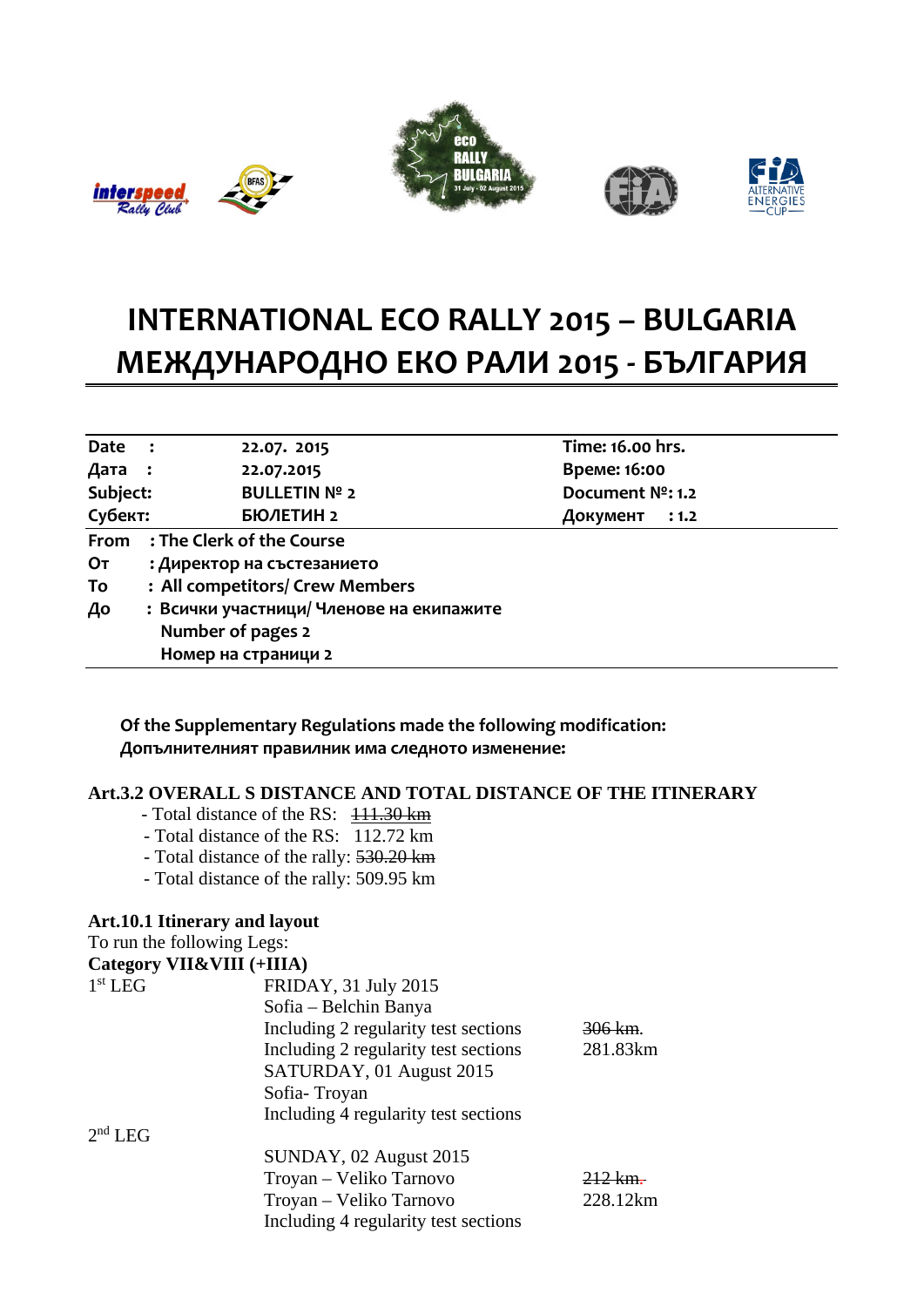# INTERNATIONAL ECO RALLY 2015 – BULGARIA
# МЕЖДУНАРОДНО ЕКО РАЛИ 2015 - БЪЛГАРИЯ

| | | |
|---|---|---|
| **Date :** | **22.07. 2015** | **Time: 16.00 hrs.** |
| **Дата :** | **22.07.2015** | **Време: 16:00** |
| **Subject:** | **BULLETIN № 2** | **Document №: 1.2** |
| **Субект:** | **БЮЛЕТИН 2** | **Документ : 1.2** |

**From** : **The Clerk of the Course**
**От** : **Директор на състезанието**
**To** : **All competitors/ Crew Members**
**До** : **Всички участници/ Членове на екипажите**
**Number of pages 2**
**Номер на страници 2**

**Of the Supplementary Regulations made the following modification:**
**Допълнителният правилник има следното изменение:**

**Art.3.2 OVERALL S DISTANCE AND TOTAL DISTANCE OF THE ITINERARY**

- Total distance of the RS: ~~111.30 km~~
- Total distance of the RS: 112.72 km
- Total distance of the rally: ~~530.20 km~~
- Total distance of the rally: 509.95 km

**Art.10.1 Itinerary and layout**
To run the following Legs:
**Category VII&VIII (+IIIA)**

| | | |
|---|---|---|
| 1st LEG | FRIDAY, 31 July 2015 | |
| | Sofia – Belchin Banya | |
| | Including 2 regularity test sections | ~~306 km.~~ |
| | Including 2 regularity test sections | 281.83km |
| | SATURDAY, 01 August 2015 | |
| | Sofia- Troyan | |
| | Including 4 regularity test sections | |
| 2nd LEG | | |
| | SUNDAY, 02 August 2015 | |
| | Troyan – Veliko Tarnovo | ~~212 km.~~ |
| | Troyan – Veliko Tarnovo | 228.12km |
| | Including 4 regularity test sections | |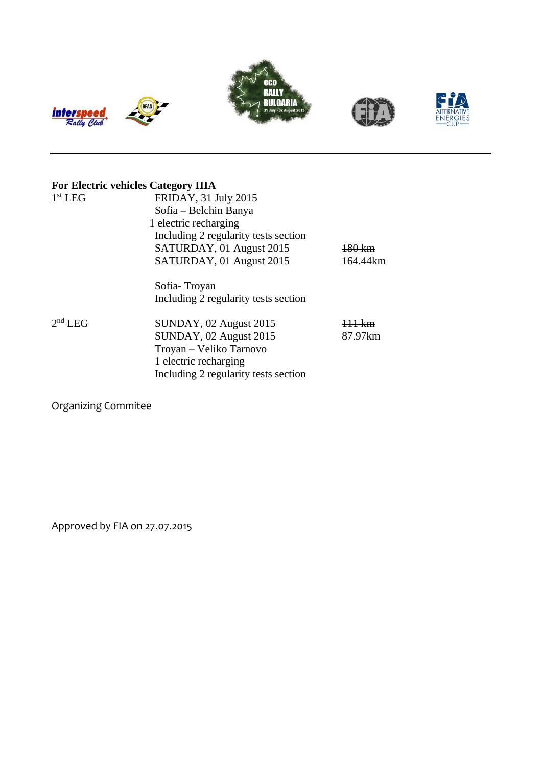**For Electric vehicles Category IIIA**

| | | |
|---|---|---|
| 1st LEG | FRIDAY, 31 July 2015 | |
| | Sofia – Belchin Banya | |
| | 1 electric recharging | |
| | Including 2 regularity tests section | |
| | SATURDAY, 01 August 2015 | ~~180 km~~ |
| | SATURDAY, 01 August 2015 | 164.44km |
| | Sofia- Troyan | |
| | Including 2 regularity tests section | |
| 2nd LEG | SUNDAY, 02 August 2015 | ~~111 km~~ |
| | SUNDAY, 02 August 2015 | 87.97km |
| | Troyan – Veliko Tarnovo | |
| | 1 electric recharging | |
| | Including 2 regularity tests section | |

Organizing Commitee

Approved by FIA on 27.07.2015